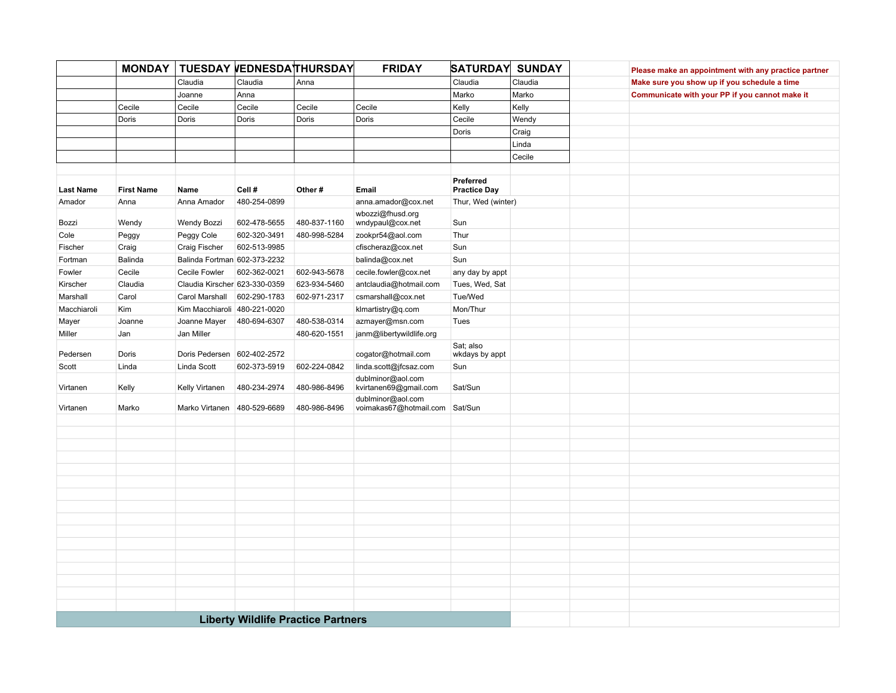| | MONDAY | TUESDAY | WEDNESDAY | THURSDAY | FRIDAY | SATURDAY | SUNDAY |
|---|---|---|---|---|---|---|---|
| | | Claudia | Claudia | Anna | | Claudia | Claudia |
| | | Joanne | Anna | | | Marko | Marko |
| | Cecile | Cecile | Cecile | Cecile | Cecile | Kelly | Kelly |
| | Doris | Doris | Doris | Doris | Doris | Cecile | Wendy |
| | | | | | | Doris | Craig |
| | | | | | | | Linda |
| | | | | | | | Cecile |

**Please make an appointment with any practice partner**
**Make sure you show up if you schedule a time**
**Communicate with your PP if you cannot make it**

| Last Name | First Name | Name | Cell # | Other # | Email | Preferred Practice Day |
|---|---|---|---|---|---|---|
| Amador | Anna | Anna Amador | 480-254-0899 | | anna.amador@cox.net | Thur, Wed (winter) |
| Bozzi | Wendy | Wendy Bozzi | 602-478-5655 | 480-837-1160 | wbozzi@fhusd.org wndypaul@cox.net | Sun |
| Cole | Peggy | Peggy Cole | 602-320-3491 | 480-998-5284 | zookpr54@aol.com | Thur |
| Fischer | Craig | Craig Fischer | 602-513-9985 | | cfischeraz@cox.net | Sun |
| Fortman | Balinda | Balinda Fortman | 602-373-2232 | | balinda@cox.net | Sun |
| Fowler | Cecile | Cecile Fowler | 602-362-0021 | 602-943-5678 | cecile.fowler@cox.net | any day by appt |
| Kirscher | Claudia | Claudia Kirscher | 623-330-0359 | 623-934-5460 | antclaudia@hotmail.com | Tues, Wed, Sat |
| Marshall | Carol | Carol Marshall | 602-290-1783 | 602-971-2317 | csmarshall@cox.net | Tue/Wed |
| Macchiaroli | Kim | Kim Macchiaroli | 480-221-0020 | | klmartistry@q.com | Mon/Thur |
| Mayer | Joanne | Joanne Mayer | 480-694-6307 | 480-538-0314 | azmayer@msn.com | Tues |
| Miller | Jan | Jan Miller | | 480-620-1551 | janm@libertywildlife.org | |
| Pedersen | Doris | Doris Pedersen | 602-402-2572 | | cogator@hotmail.com | Sat; also wkdays by appt |
| Scott | Linda | Linda Scott | 602-373-5919 | 602-224-0842 | linda.scott@jfcsaz.com | Sun |
| Virtanen | Kelly | Kelly Virtanen | 480-234-2974 | 480-986-8496 | dublminor@aol.com kvirtanen69@gmail.com | Sat/Sun |
| Virtanen | Marko | Marko Virtanen | 480-529-6689 | 480-986-8496 | dublminor@aol.com voimakas67@hotmail.com | Sat/Sun |

**Liberty Wildlife Practice Partners**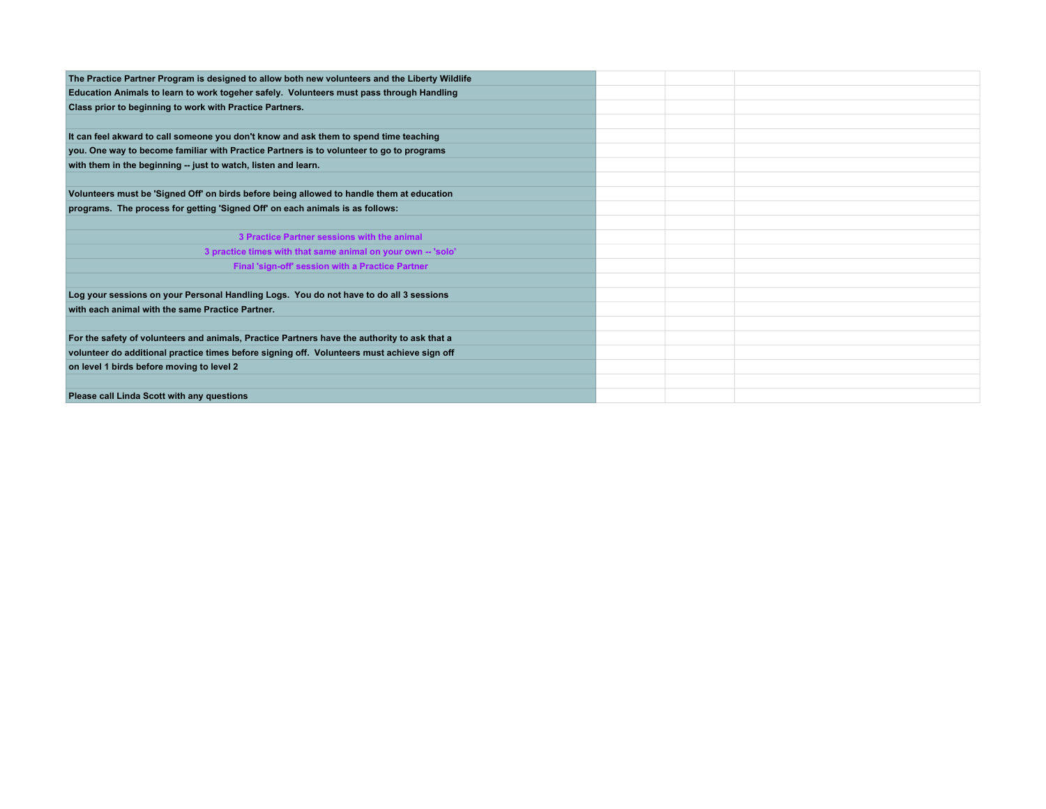**The Practice Partner Program is designed to allow both new volunteers and the Liberty Wildlife Education Animals to learn to work togeher safely. Volunteers must pass through Handling Class prior to beginning to work with Practice Partners.**

**It can feel akward to call someone you don't know and ask them to spend time teaching you. One way to become familiar with Practice Partners is to volunteer to go to programs with them in the beginning -- just to watch, listen and learn.**

**Volunteers must be 'Signed Off' on birds before being allowed to handle them at education programs. The process for getting 'Signed Off' on each animals is as follows:**

**3 Practice Partner sessions with the animal**
**3 practice times with that same animal on your own -- 'solo'**
**Final 'sign-off' session with a Practice Partner**

**Log your sessions on your Personal Handling Logs. You do not have to do all 3 sessions with each animal with the same Practice Partner.**

**For the safety of volunteers and animals, Practice Partners have the authority to ask that a volunteer do additional practice times before signing off. Volunteers must achieve sign off on level 1 birds before moving to level 2**

**Please call Linda Scott with any questions**